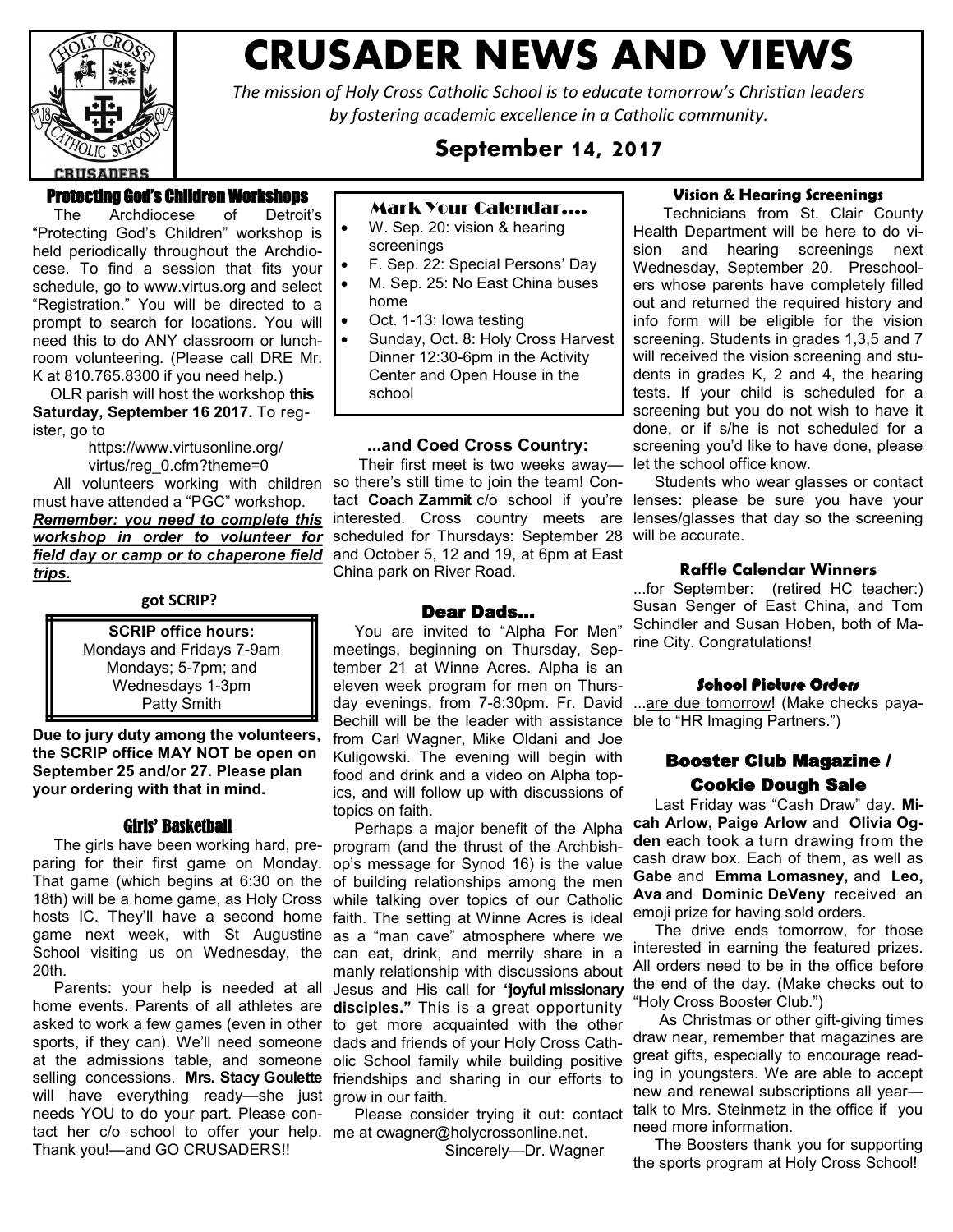# CRUSADER NEWS AND VIEWS

*The mission of Holy Cross Catholic School is to educate tomorrow's Christian leaders by fostering academic excellence in a Catholic community.*

## September 14, 2017

### Protecting God's Children Workshops

The Archdiocese of Detroit's "Protecting God's Children" workshop is held periodically throughout the Archdiocese. To find a session that fits your schedule, go to www.virtus.org and select "Registration." You will be directed to a prompt to search for locations. You will need this to do ANY classroom or lunchroom volunteering. (Please call DRE Mr. K at 810.765.8300 if you need help.)

OLR parish will host the workshop **this Saturday, September 16 2017.** To register, go to

https://www.virtusonline.org/virtus/reg_0.cfm?theme=0

All volunteers working with children must have attended a "PGC" workshop. ***Remember: you need to complete this workshop in order to volunteer for field day or camp or to chaperone field trips.***

**got SCRIP?**

**SCRIP office hours:**
Mondays and Fridays 7-9am
Mondays; 5-7pm; and
Wednesdays 1-3pm
Patty Smith

**Due to jury duty among the volunteers, the SCRIP office MAY NOT be open on September 25 and/or 27. Please plan your ordering with that in mind.**

### Girls' Basketball

The girls have been working hard, preparing for their first game on Monday. That game (which begins at 6:30 on the 18th) will be a home game, as Holy Cross hosts IC. They'll have a second home game next week, with St Augustine School visiting us on Wednesday, the 20th.

Parents: your help is needed at all home events. Parents of all athletes are asked to work a few games (even in other sports, if they can). We'll need someone at the admissions table, and someone selling concessions. **Mrs. Stacy Goulette** will have everything ready—she just needs YOU to do your part. Please contact her c/o school to offer your help. Thank you!—and GO CRUSADERS!!

### Mark Your Calendar….

- W. Sep. 20: vision & hearing screenings
- F. Sep. 22: Special Persons' Day
- M. Sep. 25: No East China buses home
- Oct. 1-13: Iowa testing
- Sunday, Oct. 8: Holy Cross Harvest Dinner 12:30-6pm in the Activity Center and Open House in the school

### ...and Coed Cross Country:

Their first meet is two weeks away—so there's still time to join the team! Contact **Coach Zammit** c/o school if you're interested. Cross country meets are scheduled for Thursdays: September 28 and October 5, 12 and 19, at 6pm at East China park on River Road.

### Dear Dads…

You are invited to "Alpha For Men" meetings, beginning on Thursday, September 21 at Winne Acres. Alpha is an eleven week program for men on Thursday evenings, from 7-8:30pm. Fr. David Bechill will be the leader with assistance from Carl Wagner, Mike Oldani and Joe Kuligowski. The evening will begin with food and drink and a video on Alpha topics, and will follow up with discussions of topics on faith.

Perhaps a major benefit of the Alpha program (and the thrust of the Archbishop's message for Synod 16) is the value of building relationships among the men while talking over topics of our Catholic faith. The setting at Winne Acres is ideal as a "man cave" atmosphere where we can eat, drink, and merrily share in a manly relationship with discussions about Jesus and His call for **"joyful missionary disciples."** This is a great opportunity to get more acquainted with the other dads and friends of your Holy Cross Catholic School family while building positive friendships and sharing in our efforts to grow in our faith.

Please consider trying it out: contact me at cwagner@holycrossonline.net.

Sincerely—Dr. Wagner

### Vision & Hearing Screenings

Technicians from St. Clair County Health Department will be here to do vision and hearing screenings next Wednesday, September 20. Preschoolers whose parents have completely filled out and returned the required history and info form will be eligible for the vision screening. Students in grades 1,3,5 and 7 will received the vision screening and students in grades K, 2 and 4, the hearing tests. If your child is scheduled for a screening but you do not wish to have it done, or if s/he is not scheduled for a screening you'd like to have done, please let the school office know.

Students who wear glasses or contact lenses: please be sure you have your lenses/glasses that day so the screening will be accurate.

### Raffle Calendar Winners

...for September: (retired HC teacher:) Susan Senger of East China, and Tom Schindler and Susan Hoben, both of Marine City. Congratulations!

### School Picture Orders

...are due tomorrow! (Make checks payable to "HR Imaging Partners.")

### Booster Club Magazine / Cookie Dough Sale

Last Friday was "Cash Draw" day. **Micah Arlow, Paige Arlow** and **Olivia Ogden** each took a turn drawing from the cash draw box. Each of them, as well as **Gabe** and **Emma Lomasney,** and **Leo, Ava** and **Dominic DeVeny** received an emoji prize for having sold orders.

The drive ends tomorrow, for those interested in earning the featured prizes. All orders need to be in the office before the end of the day. (Make checks out to "Holy Cross Booster Club.")

As Christmas or other gift-giving times draw near, remember that magazines are great gifts, especially to encourage reading in youngsters. We are able to accept new and renewal subscriptions all year—talk to Mrs. Steinmetz in the office if you need more information.

The Boosters thank you for supporting the sports program at Holy Cross School!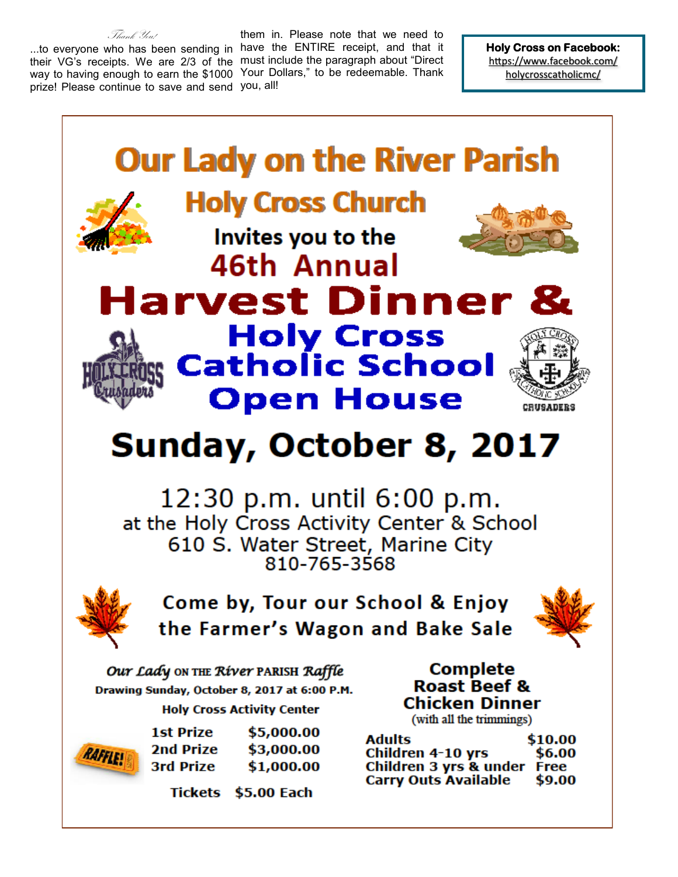*Thank You!*

...to everyone who has been sending in their VG's receipts. We are 2/3 of the way to having enough to earn the $1000 prize! Please continue to save and send them in. Please note that we need to have the ENTIRE receipt, and that it must include the paragraph about "Direct Your Dollars," to be redeemable. Thank you, all!

**Holy Cross on Facebook:**
https://www.facebook.com/holycrosscatholicmc/

# Our Lady on the River Parish

## Holy Cross Church

Invites you to the

**46th Annual**

# Harvest Dinner &

# Holy Cross Catholic School Open House

HOLY CROSS Crusaders

HOLY CROSS CATHOLIC SCHOOL CRUSADERS

## Sunday, October 8, 2017

12:30 p.m. until 6:00 p.m.
at the Holy Cross Activity Center & School
610 S. Water Street, Marine City
810-765-3568

**Come by, Tour our School & Enjoy the Farmer's Wagon and Bake Sale**

***Our Lady* ON THE *River* PARISH *Raffle***

**Drawing Sunday, October 8, 2017 at 6:00 P.M.**

**Holy Cross Activity Center**

RAFFLE!

| | |
|---|---|
| 1st Prize | $5,000.00 |
| 2nd Prize | $3,000.00 |
| 3rd Prize | $1,000.00 |

**Tickets $5.00 Each**

**Complete Roast Beef & Chicken Dinner**
(with all the trimmings)

| | |
|---|---|
| Adults | $10.00 |
| Children 4-10 yrs | $6.00 |
| Children 3 yrs & under | Free |
| Carry Outs Available | $9.00 |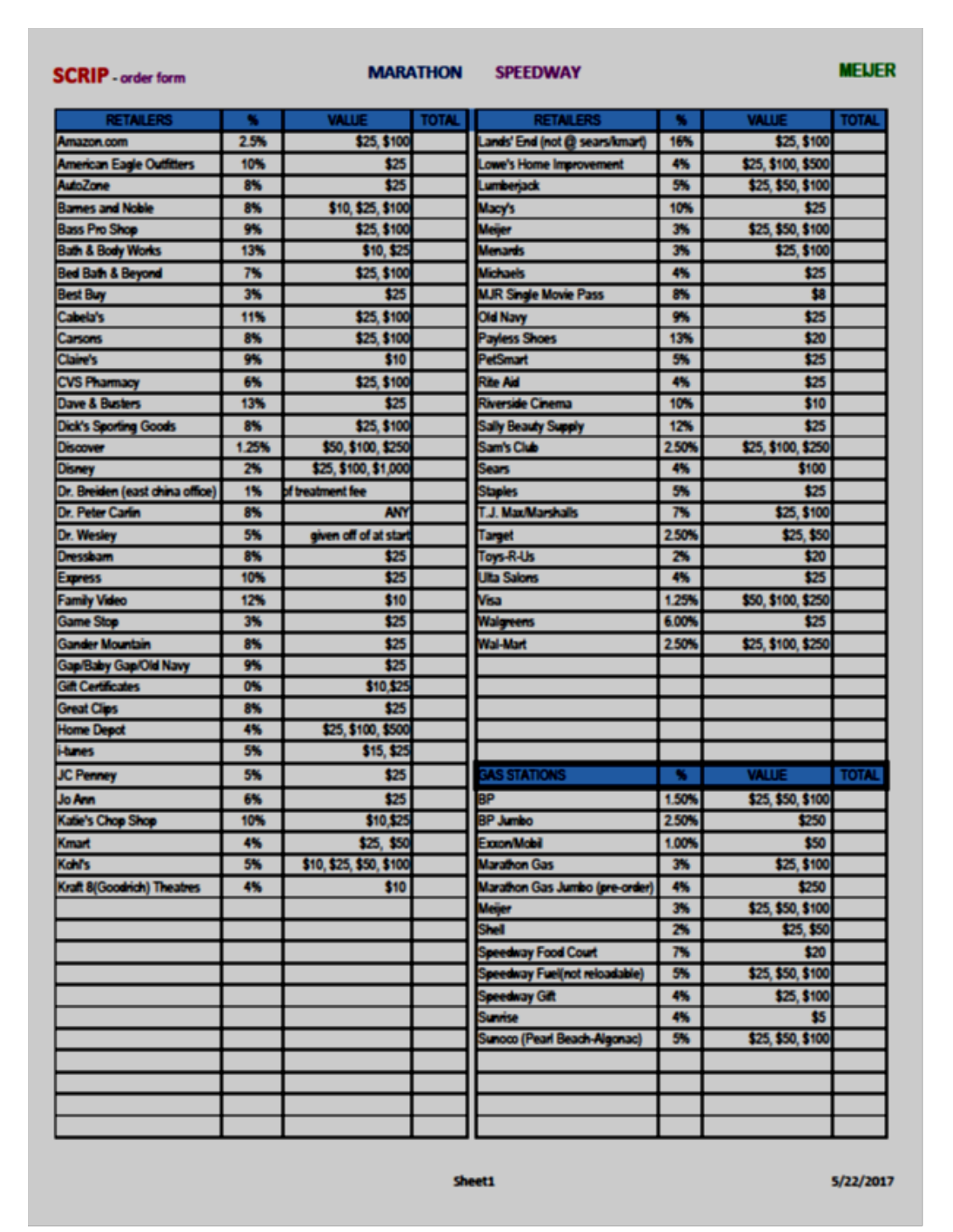**SCRIP** - order form     **MARATHON**     **SPEEDWAY**     **MEIJER**

| RETAILERS | % | VALUE | TOTAL |
|---|---|---|---|
| Amazon.com | 2.5% | $25, $100 | |
| American Eagle Outfitters | 10% | $25 | |
| AutoZone | 8% | $25 | |
| Barnes and Noble | 8% | $10, $25, $100 | |
| Bass Pro Shop | 9% | $25, $100 | |
| Bath & Body Works | 13% | $10, $25 | |
| Bed Bath & Beyond | 7% | $25, $100 | |
| Best Buy | 3% | $25 | |
| Cabela's | 11% | $25, $100 | |
| Carsons | 8% | $25, $100 | |
| Claire's | 9% | $10 | |
| CVS Pharmacy | 6% | $25, $100 | |
| Dave & Busters | 13% | $25 | |
| Dick's Sporting Goods | 8% | $25, $100 | |
| Discover | 1.25% | $50, $100, $250 | |
| Disney | 2% | $25, $100, $1,000 | |
| Dr. Breiden (east china office) | 1% | of treatment fee | |
| Dr. Peter Carlin | 8% | ANY | |
| Dr. Wesley | 5% | given off of at start | |
| Dressbarn | 8% | $25 | |
| Express | 10% | $25 | |
| Family Video | 12% | $10 | |
| Game Stop | 3% | $25 | |
| Gander Mountain | 8% | $25 | |
| Gap/Baby Gap/Old Navy | 9% | $25 | |
| Gift Certificates | 0% | $10,$25 | |
| Great Clips | 8% | $25 | |
| Home Depot | 4% | $25, $100, $500 | |
| i-tunes | 5% | $15, $25 | |
| JC Penney | 5% | $25 | |
| Jo Ann | 6% | $25 | |
| Katie's Chop Shop | 10% | $10,$25 | |
| Kmart | 4% | $25, $50 | |
| Kohl's | 5% | $10, $25, $50, $100 | |
| Kraft 8(Goodrich) Theatres | 4% | $10 | |
| Lands' End (not @ sears/kmart) | 16% | $25, $100 | |
| Lowe's Home Improvement | 4% | $25, $100, $500 | |
| Lumberjack | 5% | $25, $50, $100 | |
| Macy's | 10% | $25 | |
| Meijer | 3% | $25, $50, $100 | |
| Menards | 3% | $25, $100 | |
| Michaels | 4% | $25 | |
| MJR Single Movie Pass | 8% | $8 | |
| Old Navy | 9% | $25 | |
| Payless Shoes | 13% | $20 | |
| PetSmart | 5% | $25 | |
| Rite Aid | 4% | $25 | |
| Riverside Cinema | 10% | $10 | |
| Sally Beauty Supply | 12% | $25 | |
| Sam's Club | 2.50% | $25, $100, $250 | |
| Sears | 4% | $100 | |
| Staples | 5% | $25 | |
| T.J. Max/Marshalls | 7% | $25, $100 | |
| Target | 2.50% | $25, $50 | |
| Toys-R-Us | 2% | $20 | |
| Ulta Salons | 4% | $25 | |
| Visa | 1.25% | $50, $100, $250 | |
| Walgreens | 6.00% | $25 | |
| Wal-Mart | 2.50% | $25, $100, $250 | |

| GAS STATIONS | % | VALUE | TOTAL |
|---|---|---|---|
| BP | 1.50% | $25, $50, $100 | |
| BP Jumbo | 2.50% | $250 | |
| Exxon/Mobil | 1.00% | $50 | |
| Marathon Gas | 3% | $25, $100 | |
| Marathon Gas Jumbo (pre-order) | 4% | $250 | |
| Meijer | 3% | $25, $50, $100 | |
| Shell | 2% | $25, $50 | |
| Speedway Food Court | 7% | $20 | |
| Speedway Fuel(not reloadable) | 5% | $25, $50, $100 | |
| Speedway Gift | 4% | $25, $100 | |
| Sunrise | 4% | $5 | |
| Sunoco (Pearl Beach-Algonac) | 5% | $25, $50, $100 | |

Sheet1     5/22/2017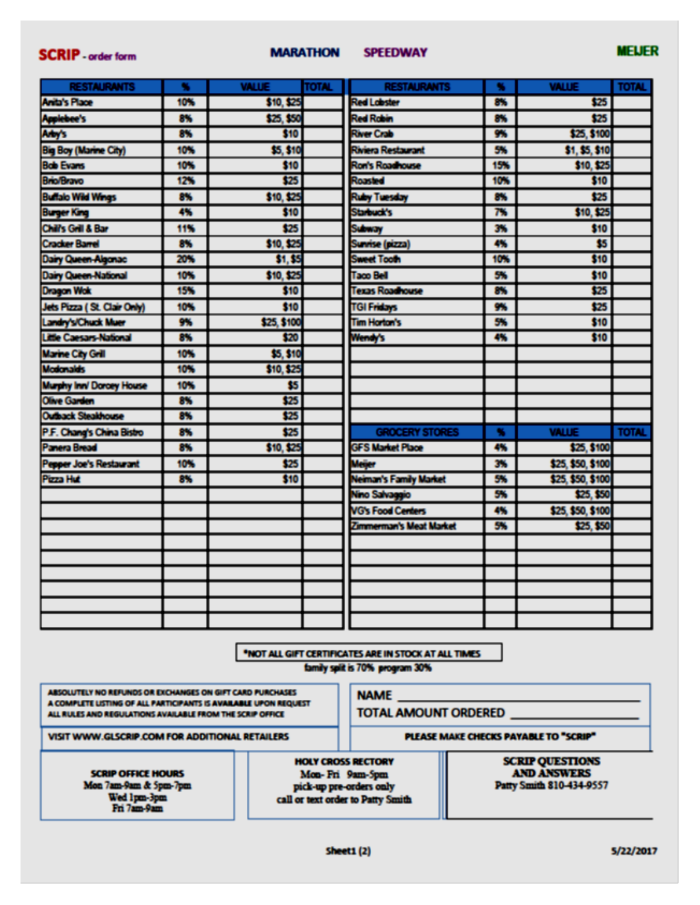**SCRIP** - order form MARATHON SPEEDWAY MEIJER

| RESTAURANTS | % | VALUE | TOTAL |
|---|---|---|---|
| Anita's Place | 10% | $10, $25 | |
| Applebee's | 8% | $25, $50 | |
| Arby's | 8% | $10 | |
| Big Boy (Marine City) | 10% | $5, $10 | |
| Bob Evans | 10% | $10 | |
| Brio/Bravo | 12% | $25 | |
| Buffalo Wild Wings | 8% | $10, $25 | |
| Burger King | 4% | $10 | |
| Chili's Grill & Bar | 11% | $25 | |
| Cracker Barrel | 8% | $10, $25 | |
| Dairy Queen-Algonac | 20% | $1, $5 | |
| Dairy Queen-National | 10% | $10, $25 | |
| Dragon Wok | 15% | $10 | |
| Jets Pizza ( St. Clair Only) | 10% | $10 | |
| Landry's/Chuck Muer | 9% | $25, $100 | |
| Little Caesars-National | 8% | $20 | |
| Marine City Grill | 10% | $5, $10 | |
| Mcdonalds | 10% | $10, $25 | |
| Murphy Inn/ Dorcey House | 10% | $5 | |
| Olive Garden | 8% | $25 | |
| Outback Steakhouse | 8% | $25 | |
| P.F. Chang's China Bistro | 8% | $25 | |
| Panera Bread | 8% | $10, $25 | |
| Pepper Joe's Restaurant | 10% | $25 | |
| Pizza Hut | 8% | $10 | |

| RESTAURANTS | % | VALUE | TOTAL |
|---|---|---|---|
| Red Lobster | 8% | $25 | |
| Red Robin | 8% | $25 | |
| River Crab | 9% | $25, $100 | |
| Riviera Restaurant | 5% | $1, $5, $10 | |
| Ron's Roadhouse | 15% | $10, $25 | |
| Roasted | 10% | $10 | |
| Ruby Tuesday | 8% | $25 | |
| Starbuck's | 7% | $10, $25 | |
| Subway | 3% | $10 | |
| Sunrise (pizza) | 4% | $5 | |
| Sweet Tooth | 10% | $10 | |
| Taco Bell | 5% | $10 | |
| Texas Roadhouse | 8% | $25 | |
| TGI Fridays | 9% | $25 | |
| Tim Horton's | 5% | $10 | |
| Wendy's | 4% | $10 | |

| GROCERY STORES | % | VALUE | TOTAL |
|---|---|---|---|
| GFS Market Place | 4% | $25, $100 | |
| Meijer | 3% | $25, $50, $100 | |
| Neiman's Family Market | 5% | $25, $50, $100 | |
| Nino Salvaggio | 5% | $25, $50 | |
| VG's Food Centers | 4% | $25, $50, $100 | |
| Zimmerman's Meat Market | 5% | $25, $50 | |

*NOT ALL GIFT CERTIFICATES ARE IN STOCK AT ALL TIMES

family split is 70% program 30%

ABSOLUTELY NO REFUNDS OR EXCHANGES ON GIFT CARD PURCHASES
A COMPLETE LISTING OF ALL PARTICIPANTS IS AVAILABLE UPON REQUEST
ALL RULES AND REGULATIONS AVAILABLE FROM THE SCRIP OFFICE

VISIT WWW.GLSCRIP.COM FOR ADDITIONAL RETAILERS

NAME ____________________

TOTAL AMOUNT ORDERED ____________________

PLEASE MAKE CHECKS PAYABLE TO "SCRIP"

**SCRIP OFFICE HOURS**
Mon 7am-9am & 5pm-7pm
Wed 1pm-3pm
Fri 7am-9am

**HOLY CROSS RECTORY**
Mon- Fri 9am-5pm
pick-up pre-orders only
call or text order to Patty Smith

**SCRIP QUESTIONS AND ANSWERS**
Patty Smith 810-434-9557

Sheet1 (2) 5/22/2017